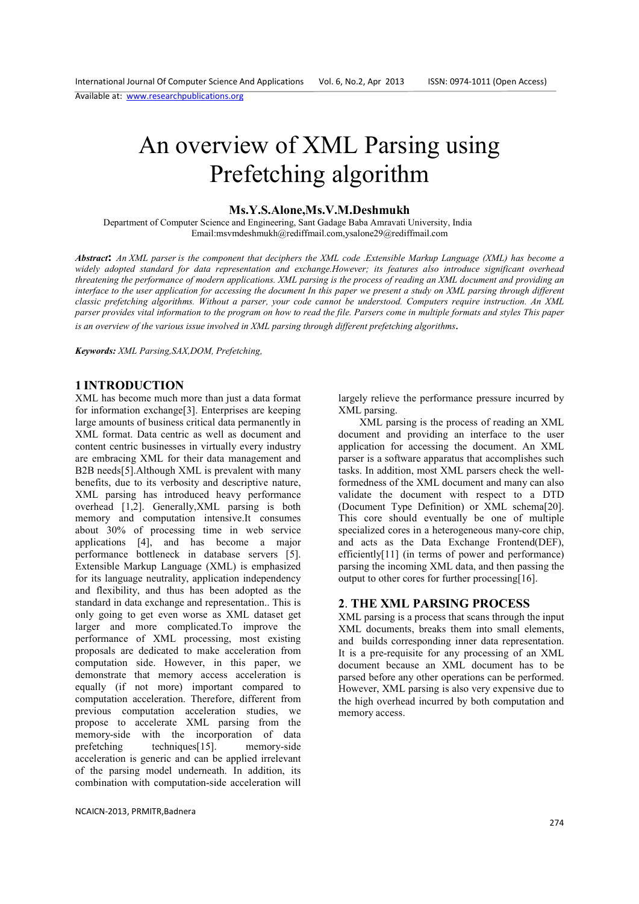# An overview of XML Parsing using Prefetching algorithm

**Ms.Y.S.Alone,Ms.V.M.Deshmukh**

Department of Computer Science and Engineering, Sant Gadage Baba Amravati University, India
Email:msvmdeshmukh@rediffmail.com,ysalone29@rediffmail.com

***Abstract*:** *An XML parser is the component that deciphers the XML code .Extensible Markup Language (XML) has become a widely adopted standard for data representation and exchange.However; its features also introduce significant overhead threatening the performance of modern applications. XML parsing is the process of reading an XML document and providing an interface to the user application for accessing the document In this paper we present a study on XML parsing through different classic prefetching algorithms. Without a parser, your code cannot be understood. Computers require instruction. An XML parser provides vital information to the program on how to read the file. Parsers come in multiple formats and styles This paper is an overview of the various issue involved in XML parsing through different prefetching algorithms.*

***Keywords:*** *XML Parsing,SAX,DOM, Prefetching,*

## 1 INTRODUCTION

XML has become much more than just a data format for information exchange[3]. Enterprises are keeping large amounts of business critical data permanently in XML format. Data centric as well as document and content centric businesses in virtually every industry are embracing XML for their data management and B2B needs[5].Although XML is prevalent with many benefits, due to its verbosity and descriptive nature, XML parsing has introduced heavy performance overhead [1,2]. Generally,XML parsing is both memory and computation intensive.It consumes about 30% of processing time in web service applications [4], and has become a major performance bottleneck in database servers [5]. Extensible Markup Language (XML) is emphasized for its language neutrality, application independency and flexibility, and thus has been adopted as the standard in data exchange and representation.. This is only going to get even worse as XML dataset get larger and more complicated.To improve the performance of XML processing, most existing proposals are dedicated to make acceleration from computation side. However, in this paper, we demonstrate that memory access acceleration is equally (if not more) important compared to computation acceleration. Therefore, different from previous computation acceleration studies, we propose to accelerate XML parsing from the memory-side with the incorporation of data prefetching techniques[15]. memory-side acceleration is generic and can be applied irrelevant of the parsing model underneath. In addition, its combination with computation-side acceleration will largely relieve the performance pressure incurred by XML parsing.

XML parsing is the process of reading an XML document and providing an interface to the user application for accessing the document. An XML parser is a software apparatus that accomplishes such tasks. In addition, most XML parsers check the well-formedness of the XML document and many can also validate the document with respect to a DTD (Document Type Definition) or XML schema[20]. This core should eventually be one of multiple specialized cores in a heterogeneous many-core chip, and acts as the Data Exchange Frontend(DEF), efficiently[11] (in terms of power and performance) parsing the incoming XML data, and then passing the output to other cores for further processing[16].

## 2. THE XML PARSING PROCESS

XML parsing is a process that scans through the input XML documents, breaks them into small elements, and builds corresponding inner data representation. It is a pre-requisite for any processing of an XML document because an XML document has to be parsed before any other operations can be performed. However, XML parsing is also very expensive due to the high overhead incurred by both computation and memory access.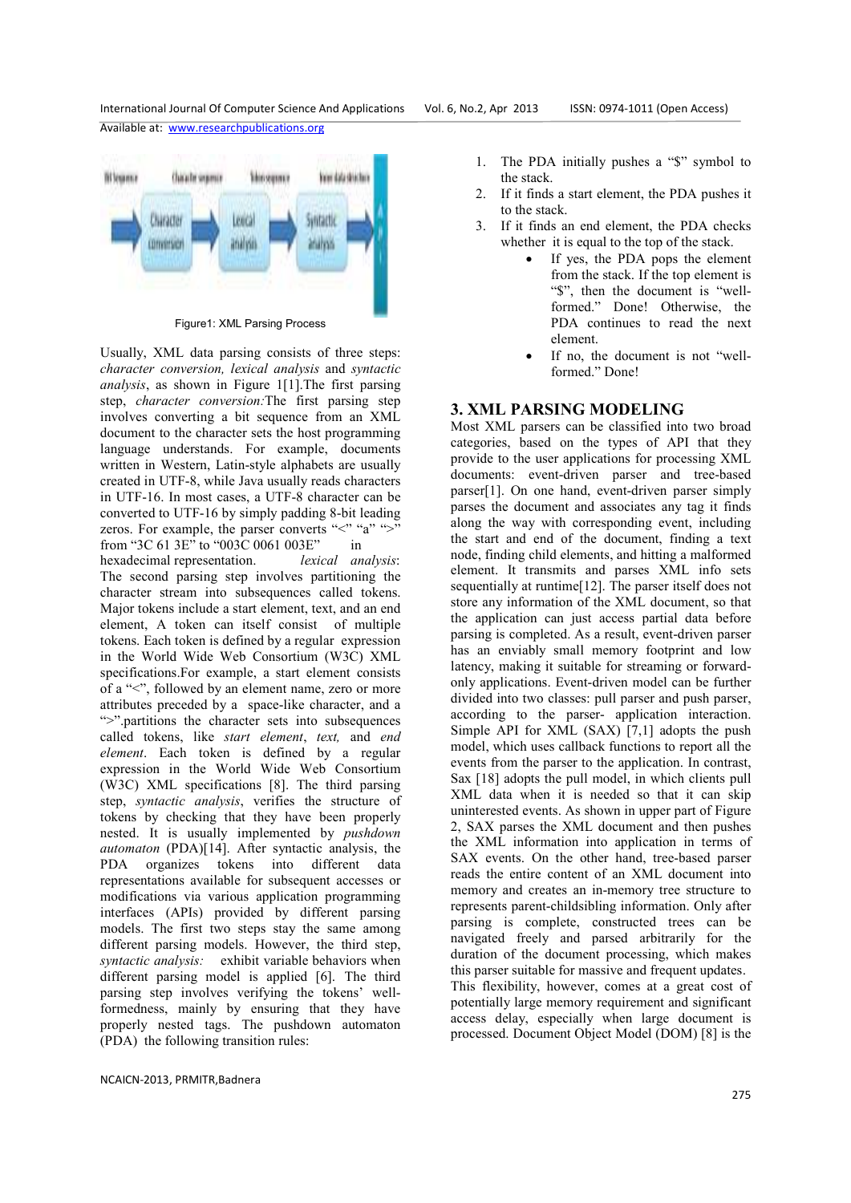Figure1: XML Parsing Process

Usually, XML data parsing consists of three steps: *character conversion, lexical analysis* and *syntactic analysis*, as shown in Figure 1[1].The first parsing step, *character conversion:*The first parsing step involves converting a bit sequence from an XML document to the character sets the host programming language understands. For example, documents written in Western, Latin-style alphabets are usually created in UTF-8, while Java usually reads characters in UTF-16. In most cases, a UTF-8 character can be converted to UTF-16 by simply padding 8-bit leading zeros. For example, the parser converts "<" "a" ">" from "3C 61 3E" to "003C 0061 003E" in hexadecimal representation. *lexical analysis*: The second parsing step involves partitioning the character stream into subsequences called tokens. Major tokens include a start element, text, and an end element, A token can itself consist of multiple tokens. Each token is defined by a regular expression in the World Wide Web Consortium (W3C) XML specifications.For example, a start element consists of a "<", followed by an element name, zero or more attributes preceded by a space-like character, and a ">".partitions the character stream into subsequences called tokens, like *start element*, *text,* and *end element*. Each token is defined by a regular expression in the World Wide Web Consortium (W3C) XML specifications [8]. The third parsing step, *syntactic analysis*, verifies the structure of tokens by checking that they have been properly nested. It is usually implemented by *pushdown automaton* (PDA)[14]. After syntactic analysis, the PDA organizes tokens into different data representations available for subsequent accesses or modifications via various application programming interfaces (APIs) provided by different parsing models. The first two steps stay the same among different parsing models. However, the third step, *syntactic analysis:* exhibit variable behaviors when different parsing model is applied [6]. The third parsing step involves verifying the tokens' well-formedness, mainly by ensuring that they have properly nested tags. The pushdown automaton (PDA) the following transition rules:

1. The PDA initially pushes a "$" symbol to the stack.
2. If it finds a start element, the PDA pushes it to the stack.
3. If it finds an end element, the PDA checks whether it is equal to the top of the stack.
   - If yes, the PDA pops the element from the stack. If the top element is "$", then the document is "well-formed." Done! Otherwise, the PDA continues to read the next element.
   - If no, the document is not "well-formed." Done!

## 3. XML PARSING MODELING

Most XML parsers can be classified into two broad categories, based on the types of API that they provide to the user applications for processing XML documents: event-driven parser and tree-based parser[1]. On one hand, event-driven parser simply parses the document and associates any tag it finds along the way with corresponding event, including the start and end of the document, finding a text node, finding child elements, and hitting a malformed element. It transmits and parses XML info sets sequentially at runtime[12]. The parser itself does not store any information of the XML document, so that the application can just access partial data before parsing is completed. As a result, event-driven parser has an enviably small memory footprint and low latency, making it suitable for streaming or forward-only applications. Event-driven model can be further divided into two classes: pull parser and push parser, according to the parser- application interaction. Simple API for XML (SAX) [7,1] adopts the push model, which uses callback functions to report all the events from the parser to the application. In contrast, Sax [18] adopts the pull model, in which clients pull XML data when it is needed so that it can skip uninterested events. As shown in upper part of Figure 2, SAX parses the XML document and then pushes the XML information into application in terms of SAX events. On the other hand, tree-based parser reads the entire content of an XML document into memory and creates an in-memory tree structure to represents parent-childsibling information. Only after parsing is complete, constructed trees can be navigated freely and parsed arbitrarily for the duration of the document processing, which makes this parser suitable for massive and frequent updates. This flexibility, however, comes at a great cost of potentially large memory requirement and significant access delay, especially when large document is processed. Document Object Model (DOM) [8] is the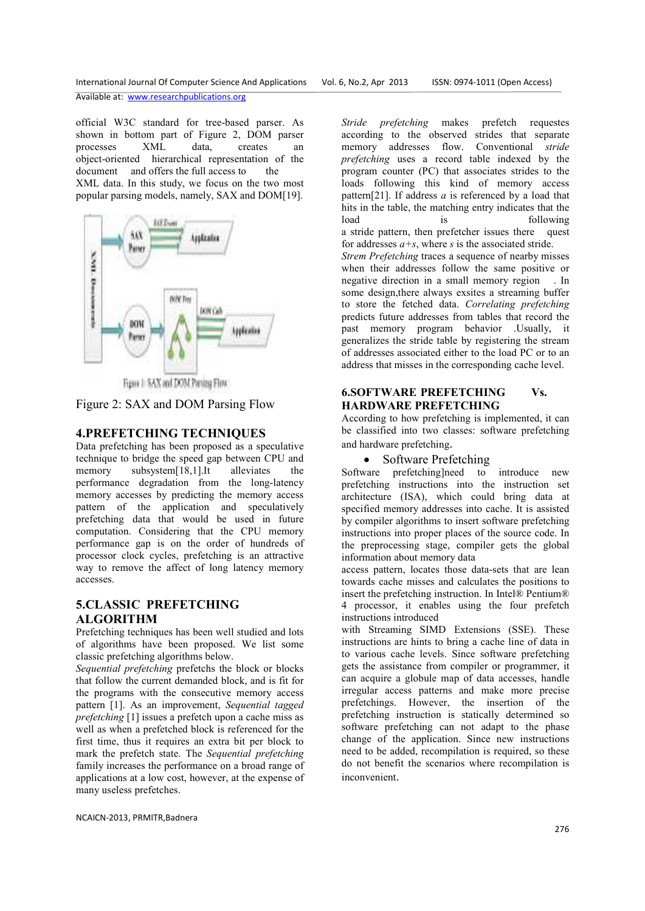official W3C standard for tree-based parser. As shown in bottom part of Figure 2, DOM parser processes XML data, creates an object-oriented hierarchical representation of the document and offers the full access to the XML data. In this study, we focus on the two most popular parsing models, namely, SAX and DOM[19].

Figure 1: SAX and DOM Parsing Flow

Figure 2: SAX and DOM Parsing Flow

## 4.PREFETCHING TECHNIQUES

Data prefetching has been proposed as a speculative technique to bridge the speed gap between CPU and memory subsystem[18,1].It alleviates the performance degradation from the long-latency memory accesses by predicting the memory access pattern of the application and speculatively prefetching data that would be used in future computation. Considering that the CPU memory performance gap is on the order of hundreds of processor clock cycles, prefetching is an attractive way to remove the affect of long latency memory accesses.

## 5.CLASSIC PREFETCHING ALGORITHM

Prefetching techniques has been well studied and lots of algorithms have been proposed. We list some classic prefetching algorithms below.

*Sequential prefetching* prefetchs the block or blocks that follow the current demanded block, and is fit for the programs with the consecutive memory access pattern [1]. As an improvement, *Sequential tagged prefetching* [1] issues a prefetch upon a cache miss as well as when a prefetched block is referenced for the first time, thus it requires an extra bit per block to mark the prefetch state. The *Sequential prefetching* family increases the performance on a broad range of applications at a low cost, however, at the expense of many useless prefetches.

*Stride prefetching* makes prefetch requestes according to the observed strides that separate memory addresses flow. Conventional *stride prefetching* uses a record table indexed by the program counter (PC) that associates strides to the loads following this kind of memory access pattern[21]. If address $a$ is referenced by a load that hits in the table, the matching entry indicates that the load is following a stride pattern, then prefetcher issues there quest for addresses $a+s$, where $s$ is the associated stride.

*Strem Prefetching* traces a sequence of nearby misses when their addresses follow the same positive or negative direction in a small memory region . In some design,there always exsites a streaming buffer to store the fetched data. *Correlating prefetching* predicts future addresses from tables that record the past memory program behavior .Usually, it generalizes the stride table by registering the stream of addresses associated either to the load PC or to an address that misses in the corresponding cache level.

## 6.SOFTWARE PREFETCHING Vs. HARDWARE PREFETCHING

According to how prefetching is implemented, it can be classified into two classes: software prefetching and hardware prefetching.

- Software Prefetching

Software prefetching]need to introduce new prefetching instructions into the instruction set architecture (ISA), which could bring data at specified memory addresses into cache. It is assisted by compiler algorithms to insert software prefetching instructions into proper places of the source code. In the preprocessing stage, compiler gets the global information about memory data access pattern, locates those data-sets that are lean towards cache misses and calculates the positions to insert the prefetching instruction. In Intel® Pentium® 4 processor, it enables using the four prefetch instructions introduced with Streaming SIMD Extensions (SSE). These instructions are hints to bring a cache line of data in to various cache levels. Since software prefetching gets the assistance from compiler or programmer, it can acquire a globule map of data accesses, handle irregular access patterns and make more precise prefetchings. However, the insertion of the prefetching instruction is statically determined so software prefetching can not adapt to the phase change of the application. Since new instructions need to be added, recompilation is required, so these do not benefit the scenarios where recompilation is inconvenient.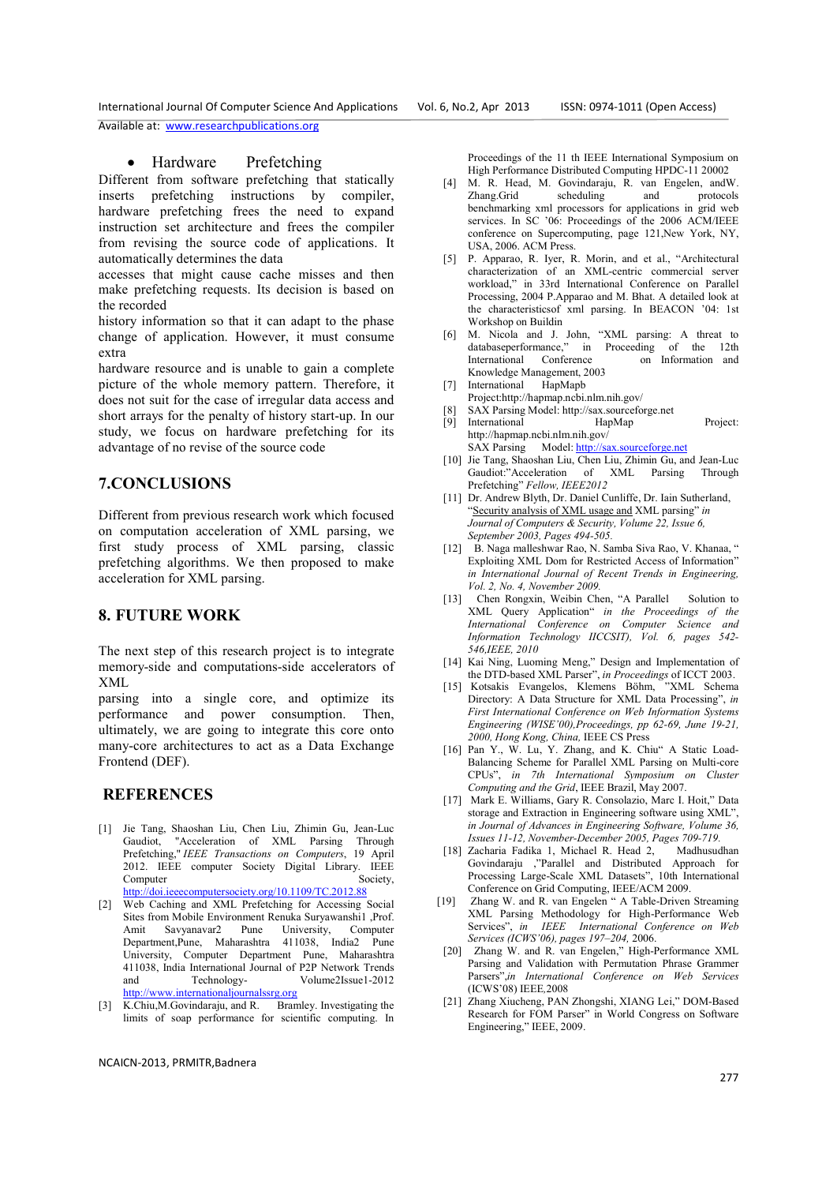- Hardware Prefetching

Different from software prefetching that statically inserts prefetching instructions by compiler, hardware prefetching frees the need to expand instruction set architecture and frees the compiler from revising the source code of applications. It automatically determines the data accesses that might cause cache misses and then make prefetching requests. Its decision is based on the recorded history information so that it can adapt to the phase change of application. However, it must consume extra hardware resource and is unable to gain a complete picture of the whole memory pattern. Therefore, it does not suit for the case of irregular data access and short arrays for the penalty of history start-up. In our study, we focus on hardware prefetching for its advantage of no revise of the source code

## 7.CONCLUSIONS

Different from previous research work which focused on computation acceleration of XML parsing, we first study process of XML parsing, classic prefetching algorithms. We then proposed to make acceleration for XML parsing.

## 8. FUTURE WORK

The next step of this research project is to integrate memory-side and computations-side accelerators of XML parsing into a single core, and optimize its performance and power consumption. Then, ultimately, we are going to integrate this core onto many-core architectures to act as a Data Exchange Frontend (DEF).

## REFERENCES

[1] Jie Tang, Shaoshan Liu, Chen Liu, Zhimin Gu, Jean-Luc Gaudiot, "Acceleration of XML Parsing Through Prefetching," *IEEE Transactions on Computers*, 19 April 2012. IEEE computer Society Digital Library. IEEE Computer Society, http://doi.ieeecomputersociety.org/10.1109/TC.2012.88

[2] Web Caching and XML Prefetching for Accessing Social Sites from Mobile Environment Renuka Suryawanshi1 ,Prof. Amit Savyanavar2 Pune University, Computer Department,Pune, Maharashtra 411038, India2 Pune University, Computer Department Pune, Maharashtra 411038, India International Journal of P2P Network Trends and Technology- Volume2Issue1-2012 http://www.internationaljournalssrg.org

[3] K.Chiu,M.Govindaraju, and R. Bramley. Investigating the limits of soap performance for scientific computing. In Proceedings of the 11 th IEEE International Symposium on High Performance Distributed Computing HPDC-11 20002

[4] M. R. Head, M. Govindaraju, R. van Engelen, andW. Zhang.Grid scheduling and protocols benchmarking xml processors for applications in grid web services. In SC '06: Proceedings of the 2006 ACM/IEEE conference on Supercomputing, page 121,New York, NY, USA, 2006. ACM Press.

[5] P. Apparao, R. Iyer, R. Morin, and et al., "Architectural characterization of an XML-centric commercial server workload," in 33rd International Conference on Parallel Processing, 2004 P.Apparao and M. Bhat. A detailed look at the characteristicsof xml parsing. In BEACON '04: 1st Workshop on Buildin

[6] M. Nicola and J. John, "XML parsing: A threat to databaseperformance," in Proceeding of the 12th International Conference on Information and Knowledge Management, 2003

[7] International HapMapb Project:http://hapmap.ncbi.nlm.nih.gov/

[8] SAX Parsing Model: http://sax.sourceforge.net

[9] International HapMap Project: http://hapmap.ncbi.nlm.nih.gov/ SAX Parsing Model: http://sax.sourceforge.net

[10] Jie Tang, Shaoshan Liu, Chen Liu, Zhimin Gu, and Jean-Luc Gaudiot:"Acceleration of XML Parsing Through Prefetching" *Fellow, IEEE2012*

[11] Dr. Andrew Blyth, Dr. Daniel Cunliffe, Dr. Iain Sutherland, "Security analysis of XML usage and XML parsing" *in Journal of Computers & Security, Volume 22, Issue 6, September 2003, Pages 494-505.*

[12] B. Naga malleshwar Rao, N. Samba Siva Rao, V. Khanaa, " Exploiting XML Dom for Restricted Access of Information" *in International Journal of Recent Trends in Engineering, Vol. 2, No. 4, November 2009.*

[13] Chen Rongxin, Weibin Chen, "A Parallel Solution to XML Query Application" *in the Proceedings of the International Conference on Computer Science and Information Technology IICCSIT), Vol. 6, pages 542-546,IEEE, 2010*

[14] Kai Ning, Luoming Meng," Design and Implementation of the DTD-based XML Parser", *in Proceedings* of ICCT 2003.

[15] Kotsakis Evangelos, Klemens Böhm, "XML Schema Directory: A Data Structure for XML Data Processing", *in First International Conference on Web Information Systems Engineering (WISE'00),Proceedings, pp 62-69, June 19-21, 2000, Hong Kong, China,* IEEE CS Press

[16] Pan Y., W. Lu, Y. Zhang, and K. Chiu" A Static Load-Balancing Scheme for Parallel XML Parsing on Multi-core CPUs", *in 7th International Symposium on Cluster Computing and the Grid*, IEEE Brazil, May 2007.

[17] Mark E. Williams, Gary R. Consolazio, Marc I. Hoit," Data storage and Extraction in Engineering software using XML", *in Journal of Advances in Engineering Software, Volume 36, Issues 11-12, November-December 2005, Pages 709-719.*

[18] Zacharia Fadika 1, Michael R. Head 2, Madhusudhan Govindaraju ,"Parallel and Distributed Approach for Processing Large-Scale XML Datasets", 10th International Conference on Grid Computing, IEEE/ACM 2009.

[19] Zhang W. and R. van Engelen " A Table-Driven Streaming XML Parsing Methodology for High-Performance Web Services", *in IEEE International Conference on Web Services (ICWS'06), pages 197–204,* 2006.

[20] Zhang W. and R. van Engelen," High-Performance XML Parsing and Validation with Permutation Phrase Grammer Parsers",*in International Conference on Web Services* (ICWS'08) IEEE,2008

[21] Zhang Xiucheng, PAN Zhongshi, XIANG Lei," DOM-Based Research for FOM Parser" in World Congress on Software Engineering," IEEE, 2009.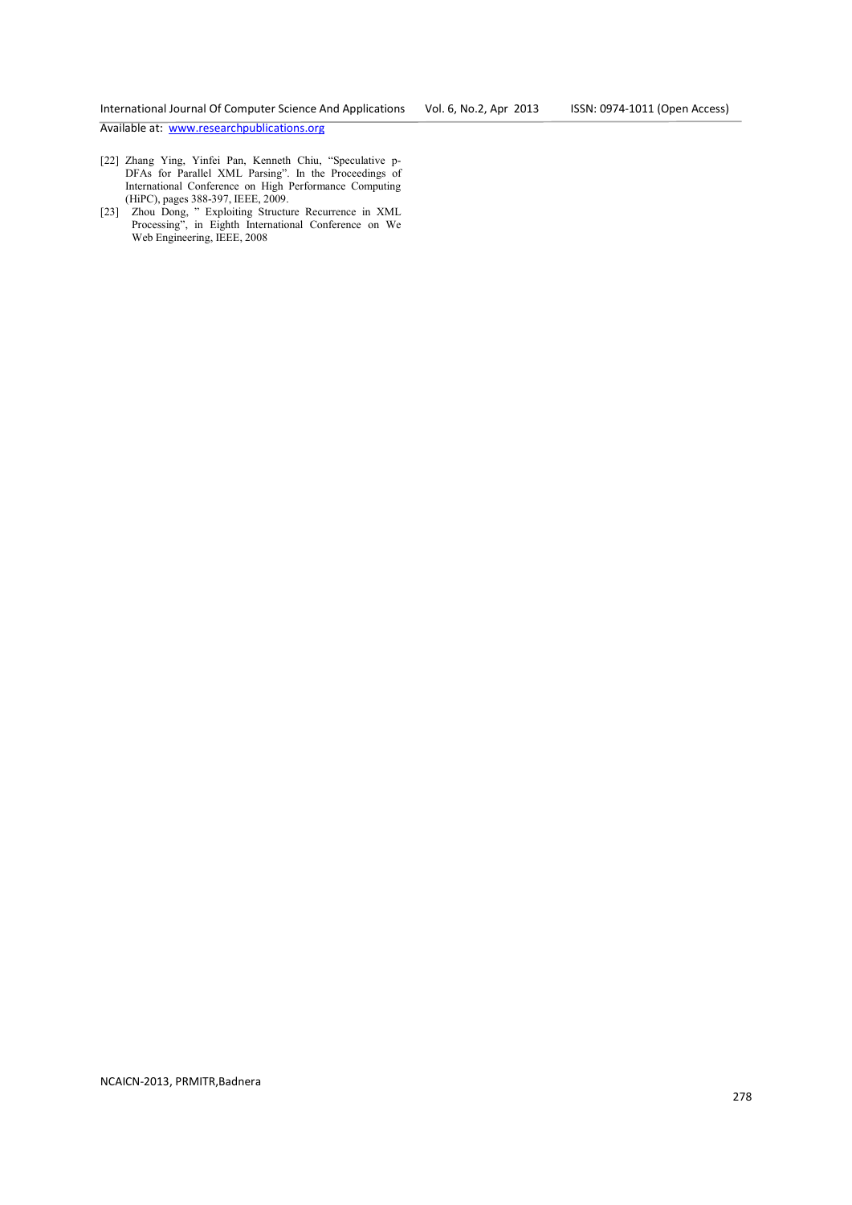[22] Zhang Ying, Yinfei Pan, Kenneth Chiu, "Speculative p-DFAs for Parallel XML Parsing". In the Proceedings of International Conference on High Performance Computing (HiPC), pages 388-397, IEEE, 2009.

[23] Zhou Dong, " Exploiting Structure Recurrence in XML Processing", in Eighth International Conference on We Web Engineering, IEEE, 2008